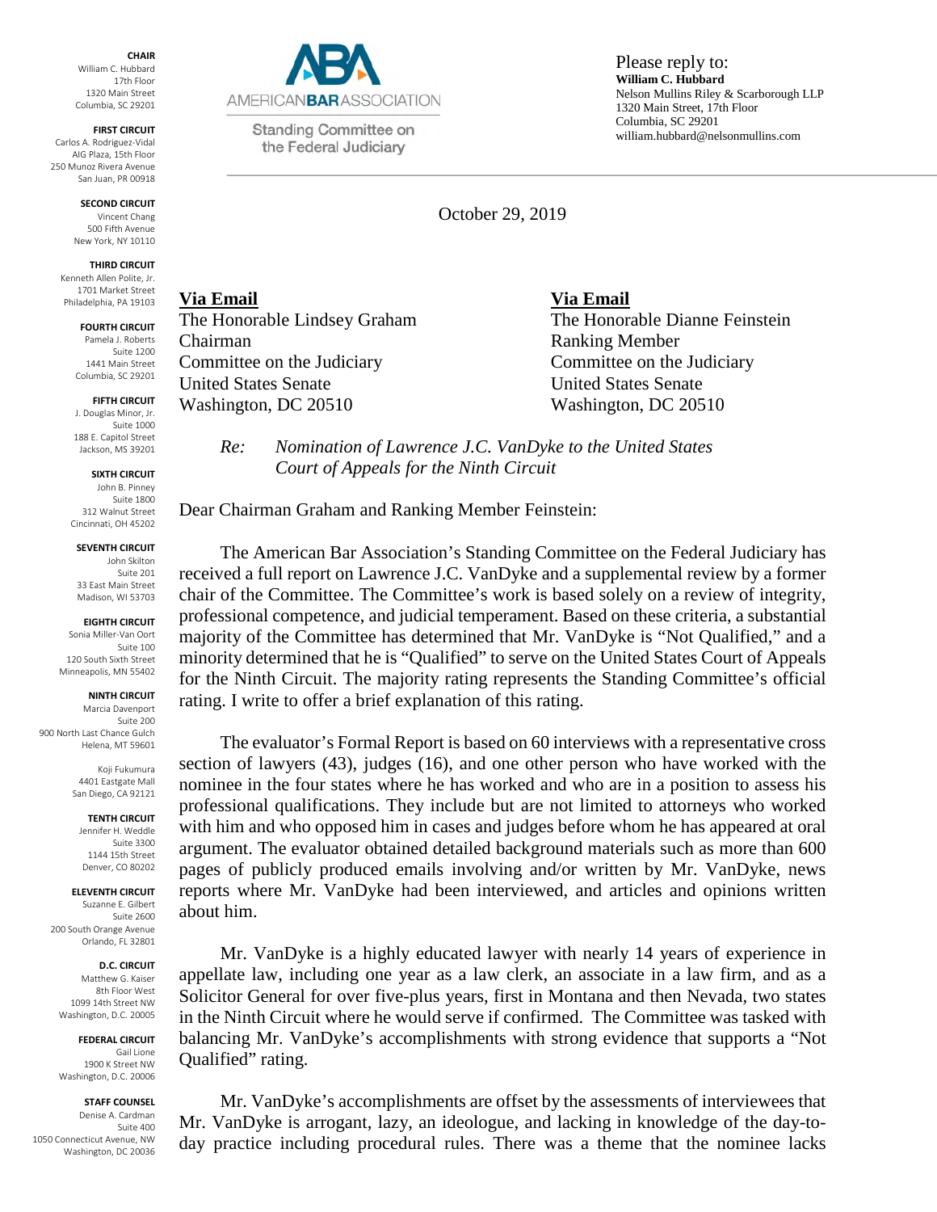**CHAIR**
William C. Hubbard
17th Floor
1320 Main Street
Columbia, SC 29201

**FIRST CIRCUIT**
Carlos A. Rodriguez-Vidal
AIG Plaza, 15th Floor
250 Munoz Rivera Avenue
San Juan, PR 00918

**SECOND CIRCUIT**
Vincent Chang
500 Fifth Avenue
New York, NY 10110

**THIRD CIRCUIT**
Kenneth Allen Polite, Jr.
1701 Market Street
Philadelphia, PA 19103

**FOURTH CIRCUIT**
Pamela J. Roberts
Suite 1200
1441 Main Street
Columbia, SC 29201

**FIFTH CIRCUIT**
J. Douglas Minor, Jr.
Suite 1000
188 E. Capitol Street
Jackson, MS 39201

**SIXTH CIRCUIT**
John B. Pinney
Suite 1800
312 Walnut Street
Cincinnati, OH 45202

**SEVENTH CIRCUIT**
John Skilton
Suite 201
33 East Main Street
Madison, WI 53703

**EIGHTH CIRCUIT**
Sonia Miller-Van Oort
Suite 100
120 South Sixth Street
Minneapolis, MN 55402

**NINTH CIRCUIT**
Marcia Davenport
Suite 200
900 North Last Chance Gulch
Helena, MT 59601

Koji Fukumura
4401 Eastgate Mall
San Diego, CA 92121

**TENTH CIRCUIT**
Jennifer H. Weddle
Suite 3300
1144 15th Street
Denver, CO 80202

**ELEVENTH CIRCUIT**
Suzanne E. Gilbert
Suite 2600
200 South Orange Avenue
Orlando, FL 32801

**D.C. CIRCUIT**
Matthew G. Kaiser
8th Floor West
1099 14th Street NW
Washington, D.C. 20005

**FEDERAL CIRCUIT**
Gail Lione
1900 K Street NW
Washington, D.C. 20006

**STAFF COUNSEL**
Denise A. Cardman
Suite 400
1050 Connecticut Avenue, NW
Washington, DC 20036

AMERICAN BAR ASSOCIATION
Standing Committee on the Federal Judiciary

Please reply to:
**William C. Hubbard**
Nelson Mullins Riley & Scarborough LLP
1320 Main Street, 17th Floor
Columbia, SC 29201
william.hubbard@nelsonmullins.com

October 29, 2019

**Via Email**
The Honorable Lindsey Graham
Chairman
Committee on the Judiciary
United States Senate
Washington, DC 20510

**Via Email**
The Honorable Dianne Feinstein
Ranking Member
Committee on the Judiciary
United States Senate
Washington, DC 20510

*Re: Nomination of Lawrence J.C. VanDyke to the United States Court of Appeals for the Ninth Circuit*

Dear Chairman Graham and Ranking Member Feinstein:

The American Bar Association's Standing Committee on the Federal Judiciary has received a full report on Lawrence J.C. VanDyke and a supplemental review by a former chair of the Committee. The Committee's work is based solely on a review of integrity, professional competence, and judicial temperament. Based on these criteria, a substantial majority of the Committee has determined that Mr. VanDyke is "Not Qualified," and a minority determined that he is "Qualified" to serve on the United States Court of Appeals for the Ninth Circuit. The majority rating represents the Standing Committee's official rating. I write to offer a brief explanation of this rating.

The evaluator's Formal Report is based on 60 interviews with a representative cross section of lawyers (43), judges (16), and one other person who have worked with the nominee in the four states where he has worked and who are in a position to assess his professional qualifications. They include but are not limited to attorneys who worked with him and who opposed him in cases and judges before whom he has appeared at oral argument. The evaluator obtained detailed background materials such as more than 600 pages of publicly produced emails involving and/or written by Mr. VanDyke, news reports where Mr. VanDyke had been interviewed, and articles and opinions written about him.

Mr. VanDyke is a highly educated lawyer with nearly 14 years of experience in appellate law, including one year as a law clerk, an associate in a law firm, and as a Solicitor General for over five-plus years, first in Montana and then Nevada, two states in the Ninth Circuit where he would serve if confirmed. The Committee was tasked with balancing Mr. VanDyke's accomplishments with strong evidence that supports a "Not Qualified" rating.

Mr. VanDyke's accomplishments are offset by the assessments of interviewees that Mr. VanDyke is arrogant, lazy, an ideologue, and lacking in knowledge of the day-to-day practice including procedural rules. There was a theme that the nominee lacks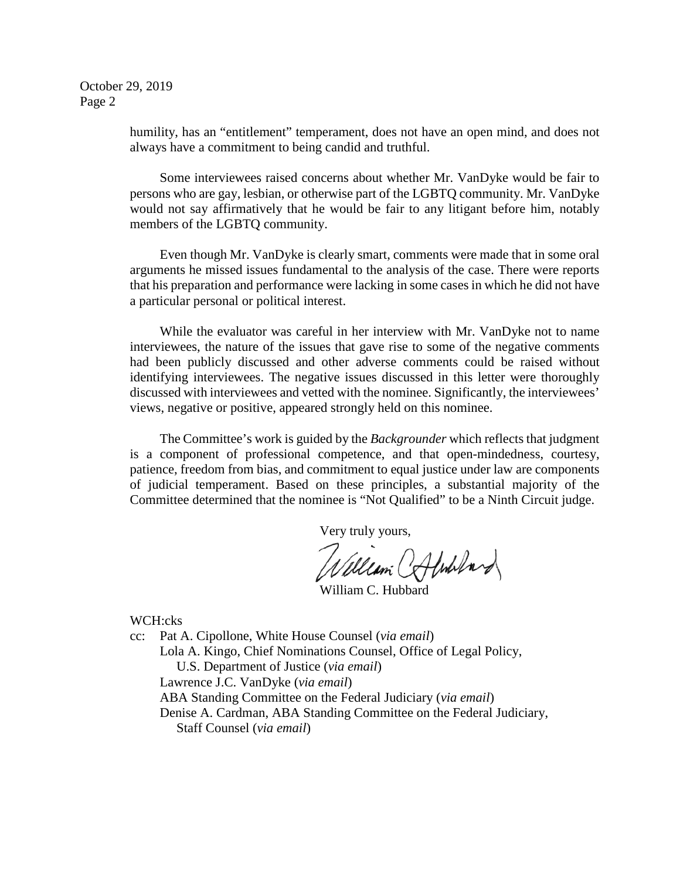humility, has an "entitlement" temperament, does not have an open mind, and does not always have a commitment to being candid and truthful.

Some interviewees raised concerns about whether Mr. VanDyke would be fair to persons who are gay, lesbian, or otherwise part of the LGBTQ community. Mr. VanDyke would not say affirmatively that he would be fair to any litigant before him, notably members of the LGBTQ community.

Even though Mr. VanDyke is clearly smart, comments were made that in some oral arguments he missed issues fundamental to the analysis of the case. There were reports that his preparation and performance were lacking in some cases in which he did not have a particular personal or political interest.

While the evaluator was careful in her interview with Mr. VanDyke not to name interviewees, the nature of the issues that gave rise to some of the negative comments had been publicly discussed and other adverse comments could be raised without identifying interviewees. The negative issues discussed in this letter were thoroughly discussed with interviewees and vetted with the nominee. Significantly, the interviewees' views, negative or positive, appeared strongly held on this nominee.

The Committee's work is guided by the *Backgrounder* which reflects that judgment is a component of professional competence, and that open-mindedness, courtesy, patience, freedom from bias, and commitment to equal justice under law are components of judicial temperament. Based on these principles, a substantial majority of the Committee determined that the nominee is "Not Qualified" to be a Ninth Circuit judge.

Very truly yours,

William C. Hubbard

WCH:cks

cc: Pat A. Cipollone, White House Counsel (*via email*)
Lola A. Kingo, Chief Nominations Counsel, Office of Legal Policy,
U.S. Department of Justice (*via email*)
Lawrence J.C. VanDyke (*via email*)
ABA Standing Committee on the Federal Judiciary (*via email*)
Denise A. Cardman, ABA Standing Committee on the Federal Judiciary,
Staff Counsel (*via email*)